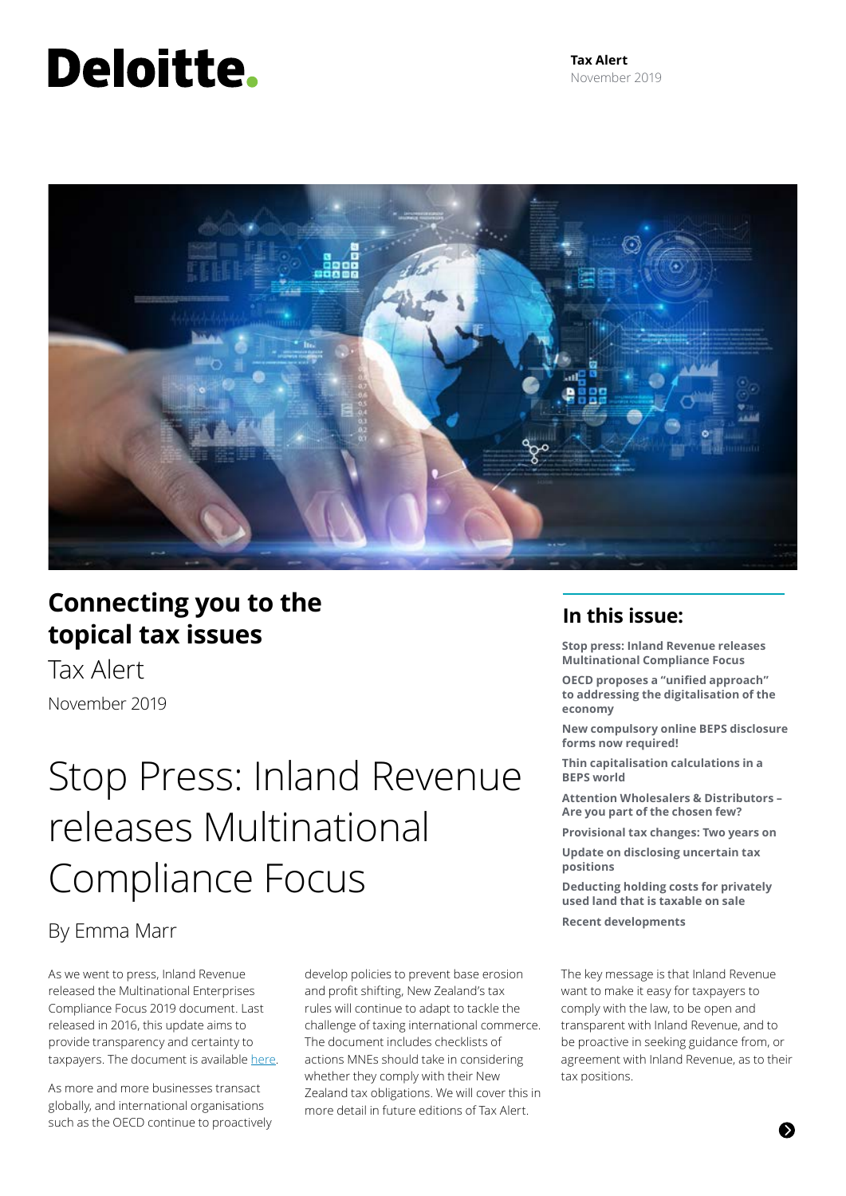Deloitte.

**Tax Alert**
November 2019

## Connecting you to the topical tax issues

Tax Alert

November 2019

# Stop Press: Inland Revenue releases Multinational Compliance Focus

By Emma Marr

As we went to press, Inland Revenue released the Multinational Enterprises Compliance Focus 2019 document. Last released in 2016, this update aims to provide transparency and certainty to taxpayers. The document is available here.

As more and more businesses transact globally, and international organisations such as the OECD continue to proactively develop policies to prevent base erosion and profit shifting, New Zealand's tax rules will continue to adapt to tackle the challenge of taxing international commerce. The document includes checklists of actions MNEs should take in considering whether they comply with their New Zealand tax obligations. We will cover this in more detail in future editions of Tax Alert.

The key message is that Inland Revenue want to make it easy for taxpayers to comply with the law, to be open and transparent with Inland Revenue, and to be proactive in seeking guidance from, or agreement with Inland Revenue, as to their tax positions.

## In this issue:

**Stop press: Inland Revenue releases Multinational Compliance Focus**

**OECD proposes a "unified approach" to addressing the digitalisation of the economy**

**New compulsory online BEPS disclosure forms now required!**

**Thin capitalisation calculations in a BEPS world**

**Attention Wholesalers & Distributors – Are you part of the chosen few?**

**Provisional tax changes: Two years on**

**Update on disclosing uncertain tax positions**

**Deducting holding costs for privately used land that is taxable on sale**

**Recent developments**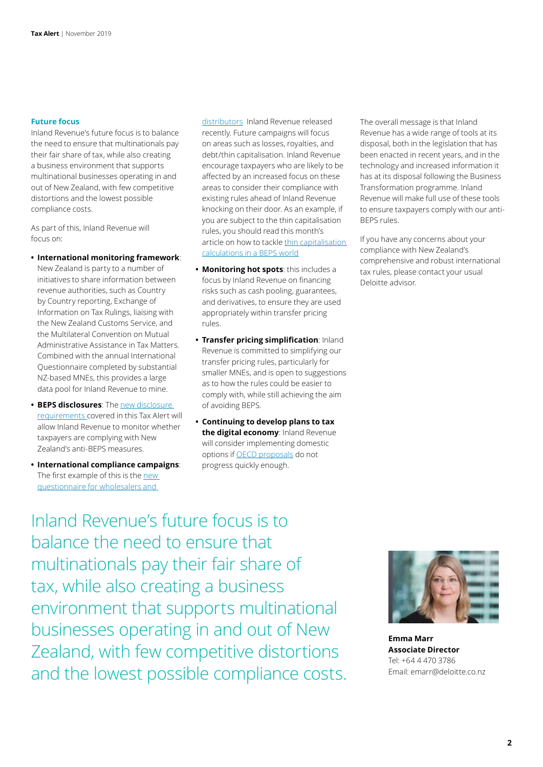## Future focus

Inland Revenue's future focus is to balance the need to ensure that multinationals pay their fair share of tax, while also creating a business environment that supports multinational businesses operating in and out of New Zealand, with few competitive distortions and the lowest possible compliance costs.

As part of this, Inland Revenue will focus on:

- **International monitoring framework**: New Zealand is party to a number of initiatives to share information between revenue authorities, such as Country by Country reporting, Exchange of Information on Tax Rulings, liaising with the New Zealand Customs Service, and the Multilateral Convention on Mutual Administrative Assistance in Tax Matters. Combined with the annual International Questionnaire completed by substantial NZ-based MNEs, this provides a large data pool for Inland Revenue to mine.
- **BEPS disclosures**: The [new disclosure requirements]() covered in this Tax Alert will allow Inland Revenue to monitor whether taxpayers are complying with New Zealand's anti-BEPS measures.
- **International compliance campaigns**: The first example of this is the [new questionnaire for wholesalers and distributors]() Inland Revenue released recently. Future campaigns will focus on areas such as losses, royalties, and debt/thin capitalisation. Inland Revenue encourage taxpayers who are likely to be affected by an increased focus on these areas to consider their compliance with existing rules ahead of Inland Revenue knocking on their door. As an example, if you are subject to the thin capitalisation rules, you should read this month's article on how to tackle [thin capitalisation calculations in a BEPS world]()
- **Monitoring hot spots**: this includes a focus by Inland Revenue on financing risks such as cash pooling, guarantees, and derivatives, to ensure they are used appropriately within transfer pricing rules.
- **Transfer pricing simplification**: Inland Revenue is committed to simplifying our transfer pricing rules, particularly for smaller MNEs, and is open to suggestions as to how the rules could be easier to comply with, while still achieving the aim of avoiding BEPS.
- **Continuing to develop plans to tax the digital economy**: Inland Revenue will consider implementing domestic options if [OECD proposals]() do not progress quickly enough.

The overall message is that Inland Revenue has a wide range of tools at its disposal, both in the legislation that has been enacted in recent years, and in the technology and increased information it has at its disposal following the Business Transformation programme. Inland Revenue will make full use of these tools to ensure taxpayers comply with our anti-BEPS rules.

If you have any concerns about your compliance with New Zealand's comprehensive and robust international tax rules, please contact your usual Deloitte advisor.

> Inland Revenue's future focus is to balance the need to ensure that multinationals pay their fair share of tax, while also creating a business environment that supports multinational businesses operating in and out of New Zealand, with few competitive distortions and the lowest possible compliance costs.

**Emma Marr**
**Associate Director**
Tel: +64 4 470 3786
Email: emarr@deloitte.co.nz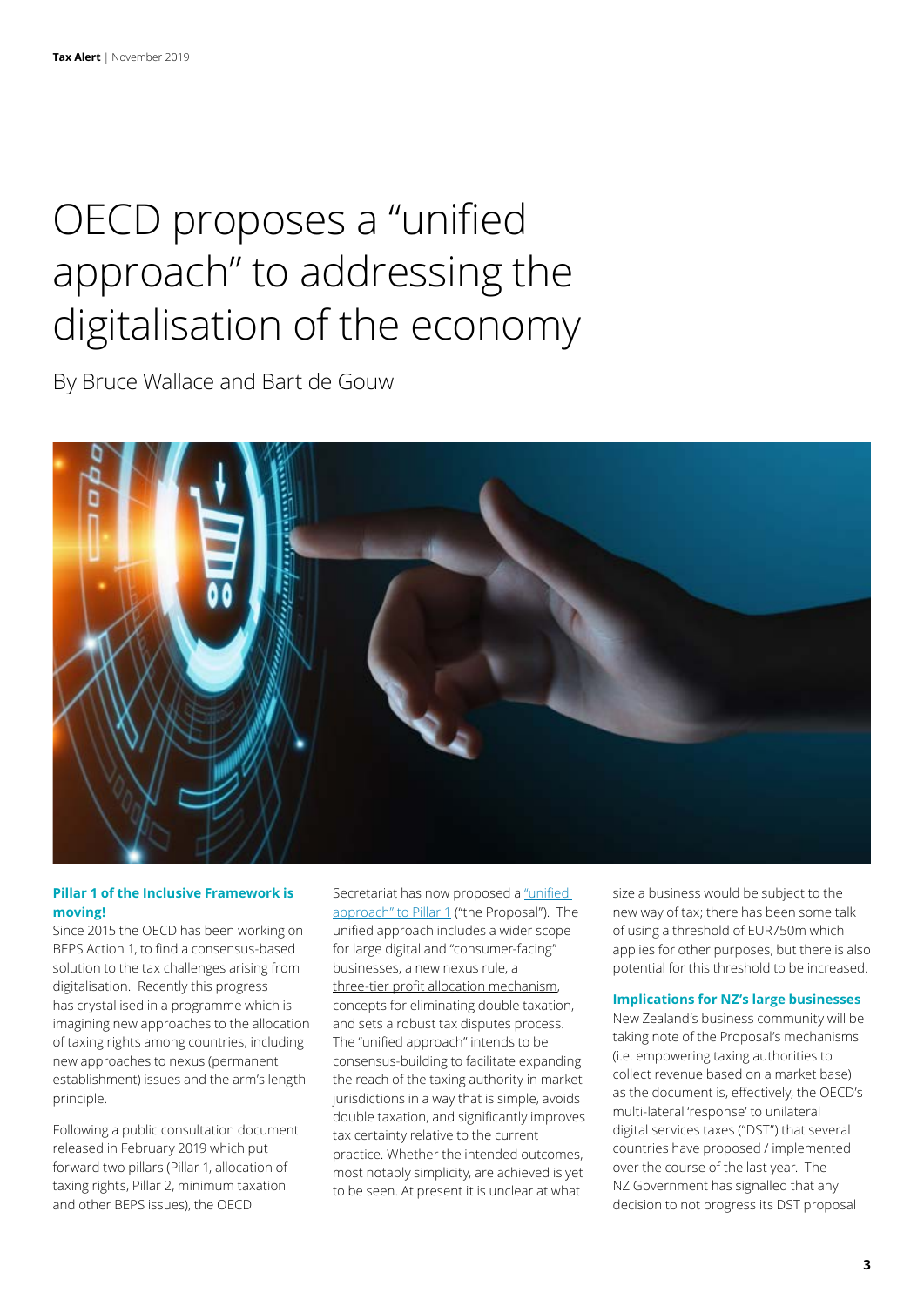# OECD proposes a "unified approach" to addressing the digitalisation of the economy

By Bruce Wallace and Bart de Gouw

### Pillar 1 of the Inclusive Framework is moving!

Since 2015 the OECD has been working on BEPS Action 1, to find a consensus-based solution to the tax challenges arising from digitalisation. Recently this progress has crystallised in a programme which is imagining new approaches to the allocation of taxing rights among countries, including new approaches to nexus (permanent establishment) issues and the arm's length principle.

Following a public consultation document released in February 2019 which put forward two pillars (Pillar 1, allocation of taxing rights, Pillar 2, minimum taxation and other BEPS issues), the OECD Secretariat has now proposed a "unified approach" to Pillar 1 ("the Proposal"). The unified approach includes a wider scope for large digital and "consumer-facing" businesses, a new nexus rule, a three-tier profit allocation mechanism, concepts for eliminating double taxation, and sets a robust tax disputes process. The "unified approach" intends to be consensus-building to facilitate expanding the reach of the taxing authority in market jurisdictions in a way that is simple, avoids double taxation, and significantly improves tax certainty relative to the current practice. Whether the intended outcomes, most notably simplicity, are achieved is yet to be seen. At present it is unclear at what size a business would be subject to the new way of tax; there has been some talk of using a threshold of EUR750m which applies for other purposes, but there is also potential for this threshold to be increased.

### Implications for NZ's large businesses

New Zealand's business community will be taking note of the Proposal's mechanisms (i.e. empowering taxing authorities to collect revenue based on a market base) as the document is, effectively, the OECD's multi-lateral 'response' to unilateral digital services taxes ("DST") that several countries have proposed / implemented over the course of the last year. The NZ Government has signalled that any decision to not progress its DST proposal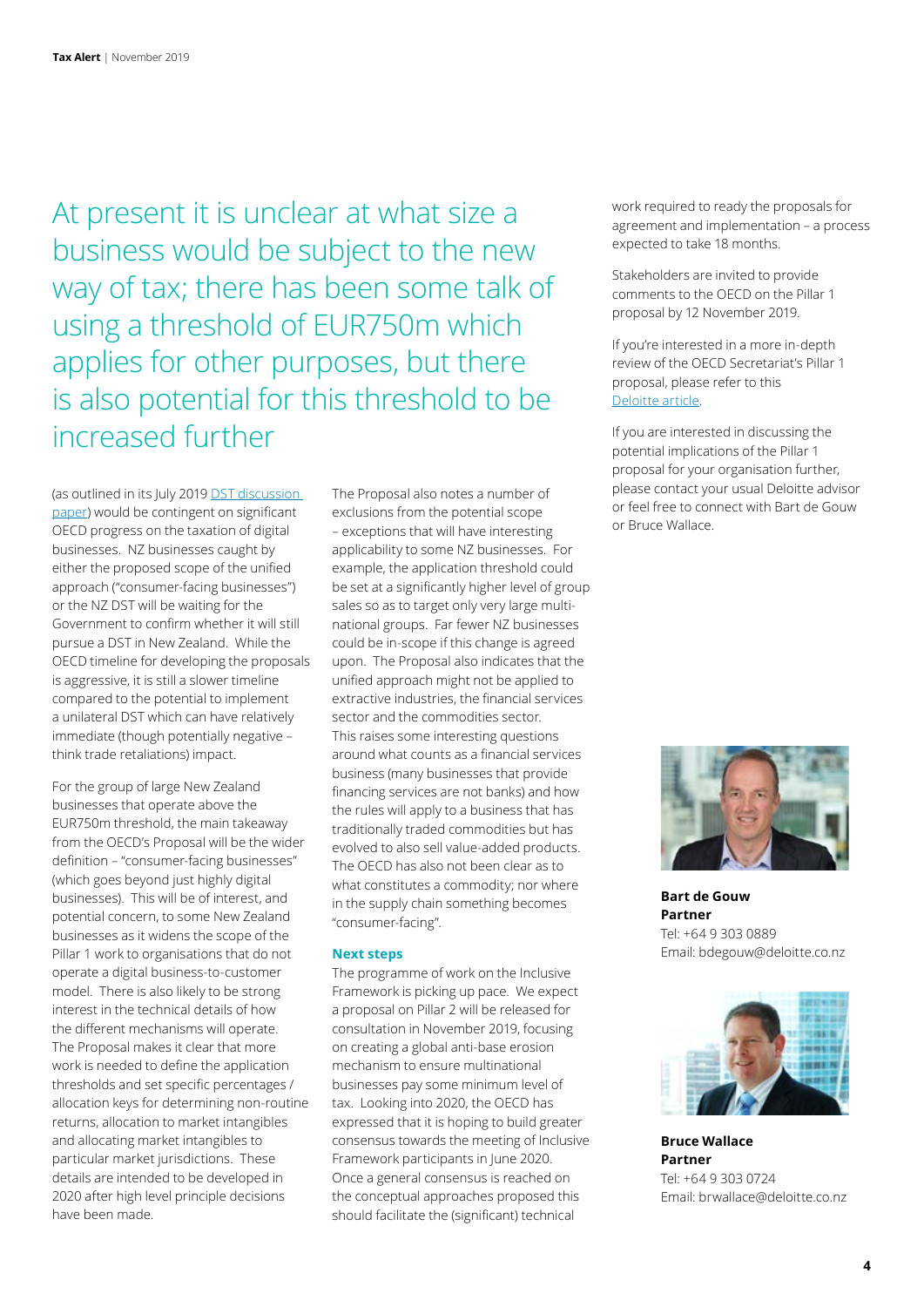At present it is unclear at what size a business would be subject to the new way of tax; there has been some talk of using a threshold of EUR750m which applies for other purposes, but there is also potential for this threshold to be increased further

(as outlined in its July 2019 DST discussion paper) would be contingent on significant OECD progress on the taxation of digital businesses. NZ businesses caught by either the proposed scope of the unified approach ("consumer-facing businesses") or the NZ DST will be waiting for the Government to confirm whether it will still pursue a DST in New Zealand. While the OECD timeline for developing the proposals is aggressive, it is still a slower timeline compared to the potential to implement a unilateral DST which can have relatively immediate (though potentially negative – think trade retaliations) impact.

For the group of large New Zealand businesses that operate above the EUR750m threshold, the main takeaway from the OECD's Proposal will be the wider definition – "consumer-facing businesses" (which goes beyond just highly digital businesses). This will be of interest, and potential concern, to some New Zealand businesses as it widens the scope of the Pillar 1 work to organisations that do not operate a digital business-to-customer model. There is also likely to be strong interest in the technical details of how the different mechanisms will operate. The Proposal makes it clear that more work is needed to define the application thresholds and set specific percentages / allocation keys for determining non-routine returns, allocation to market intangibles and allocating market intangibles to particular market jurisdictions. These details are intended to be developed in 2020 after high level principle decisions have been made.

The Proposal also notes a number of exclusions from the potential scope – exceptions that will have interesting applicability to some NZ businesses. For example, the application threshold could be set at a significantly higher level of group sales so as to target only very large multi-national groups. Far fewer NZ businesses could be in-scope if this change is agreed upon. The Proposal also indicates that the unified approach might not be applied to extractive industries, the financial services sector and the commodities sector. This raises some interesting questions around what counts as a financial services business (many businesses that provide financing services are not banks) and how the rules will apply to a business that has traditionally traded commodities but has evolved to also sell value-added products. The OECD has also not been clear as to what constitutes a commodity; nor where in the supply chain something becomes "consumer-facing".

### Next steps

The programme of work on the Inclusive Framework is picking up pace. We expect a proposal on Pillar 2 will be released for consultation in November 2019, focusing on creating a global anti-base erosion mechanism to ensure multinational businesses pay some minimum level of tax. Looking into 2020, the OECD has expressed that it is hoping to build greater consensus towards the meeting of Inclusive Framework participants in June 2020. Once a general consensus is reached on the conceptual approaches proposed this should facilitate the (significant) technical work required to ready the proposals for agreement and implementation – a process expected to take 18 months.

Stakeholders are invited to provide comments to the OECD on the Pillar 1 proposal by 12 November 2019.

If you're interested in a more in-depth review of the OECD Secretariat's Pillar 1 proposal, please refer to this Deloitte article.

If you are interested in discussing the potential implications of the Pillar 1 proposal for your organisation further, please contact your usual Deloitte advisor or feel free to connect with Bart de Gouw or Bruce Wallace.

**Bart de Gouw**
**Partner**
Tel: +64 9 303 0889
Email: bdegouw@deloitte.co.nz

**Bruce Wallace**
**Partner**
Tel: +64 9 303 0724
Email: brwallace@deloitte.co.nz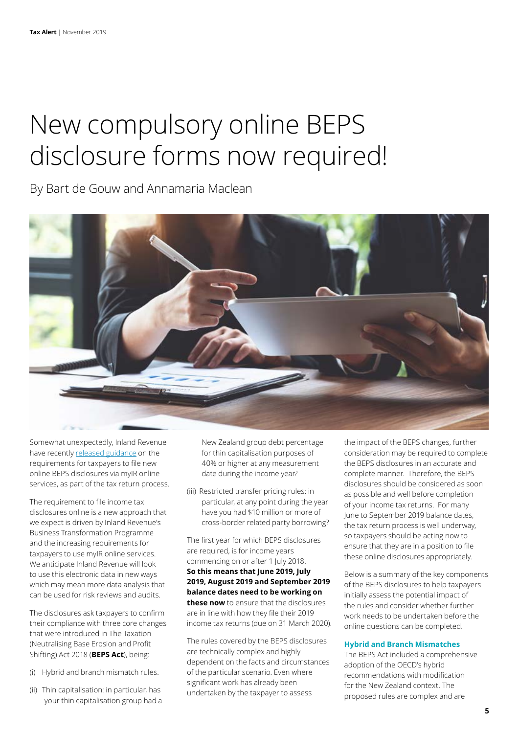# New compulsory online BEPS disclosure forms now required!

By Bart de Gouw and Annamaria Maclean

Somewhat unexpectedly, Inland Revenue have recently released guidance on the requirements for taxpayers to file new online BEPS disclosures via myIR online services, as part of the tax return process.

The requirement to file income tax disclosures online is a new approach that we expect is driven by Inland Revenue's Business Transformation Programme and the increasing requirements for taxpayers to use myIR online services. We anticipate Inland Revenue will look to use this electronic data in new ways which may mean more data analysis that can be used for risk reviews and audits.

The disclosures ask taxpayers to confirm their compliance with three core changes that were introduced in The Taxation (Neutralising Base Erosion and Profit Shifting) Act 2018 (**BEPS Act**), being:

(i) Hybrid and branch mismatch rules.

(ii) Thin capitalisation: in particular, has your thin capitalisation group had a New Zealand group debt percentage for thin capitalisation purposes of 40% or higher at any measurement date during the income year?

(iii) Restricted transfer pricing rules: in particular, at any point during the year have you had $10 million or more of cross-border related party borrowing?

The first year for which BEPS disclosures are required, is for income years commencing on or after 1 July 2018. **So this means that June 2019, July 2019, August 2019 and September 2019 balance dates need to be working on these now** to ensure that the disclosures are in line with how they file their 2019 income tax returns (due on 31 March 2020).

The rules covered by the BEPS disclosures are technically complex and highly dependent on the facts and circumstances of the particular scenario. Even where significant work has already been undertaken by the taxpayer to assess the impact of the BEPS changes, further consideration may be required to complete the BEPS disclosures in an accurate and complete manner. Therefore, the BEPS disclosures should be considered as soon as possible and well before completion of your income tax returns. For many June to September 2019 balance dates, the tax return process is well underway, so taxpayers should be acting now to ensure that they are in a position to file these online disclosures appropriately.

Below is a summary of the key components of the BEPS disclosures to help taxpayers initially assess the potential impact of the rules and consider whether further work needs to be undertaken before the online questions can be completed.

### Hybrid and Branch Mismatches

The BEPS Act included a comprehensive adoption of the OECD's hybrid recommendations with modification for the New Zealand context. The proposed rules are complex and are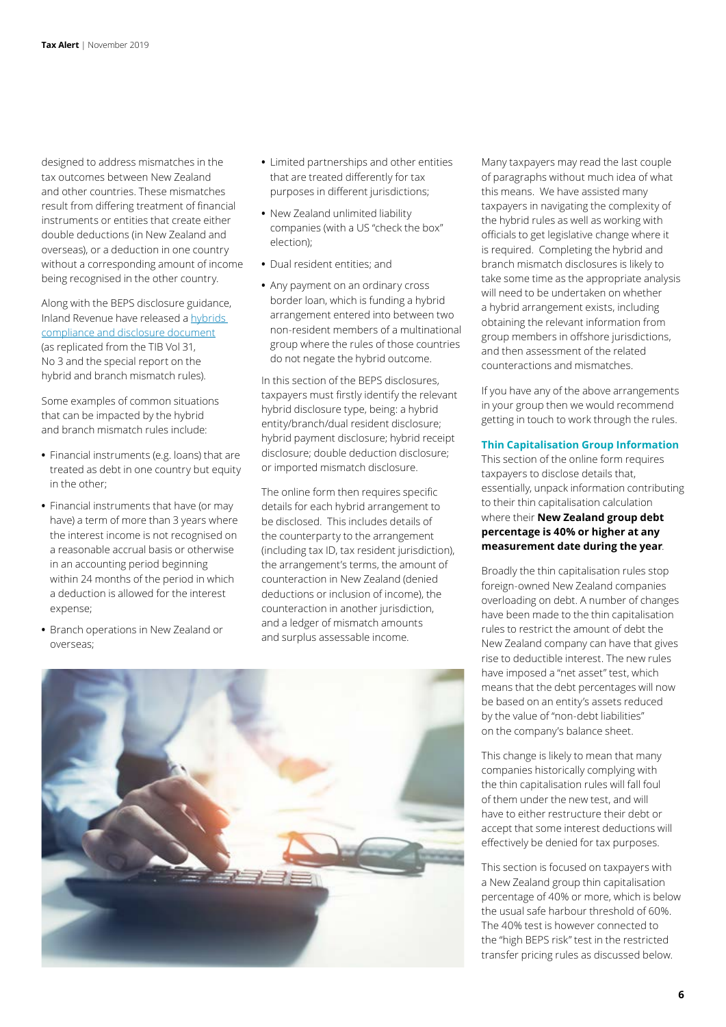designed to address mismatches in the tax outcomes between New Zealand and other countries. These mismatches result from differing treatment of financial instruments or entities that create either double deductions (in New Zealand and overseas), or a deduction in one country without a corresponding amount of income being recognised in the other country.

Along with the BEPS disclosure guidance, Inland Revenue have released a [hybrids compliance and disclosure document] (as replicated from the TIB Vol 31, No 3 and the special report on the hybrid and branch mismatch rules).

Some examples of common situations that can be impacted by the hybrid and branch mismatch rules include:

- Financial instruments (e.g. loans) that are treated as debt in one country but equity in the other;
- Financial instruments that have (or may have) a term of more than 3 years where the interest income is not recognised on a reasonable accrual basis or otherwise in an accounting period beginning within 24 months of the period in which a deduction is allowed for the interest expense;
- Branch operations in New Zealand or overseas;
- Limited partnerships and other entities that are treated differently for tax purposes in different jurisdictions;
- New Zealand unlimited liability companies (with a US "check the box" election);
- Dual resident entities; and
- Any payment on an ordinary cross border loan, which is funding a hybrid arrangement entered into between two non-resident members of a multinational group where the rules of those countries do not negate the hybrid outcome.

In this section of the BEPS disclosures, taxpayers must firstly identify the relevant hybrid disclosure type, being: a hybrid entity/branch/dual resident disclosure; hybrid payment disclosure; hybrid receipt disclosure; double deduction disclosure; or imported mismatch disclosure.

The online form then requires specific details for each hybrid arrangement to be disclosed. This includes details of the counterparty to the arrangement (including tax ID, tax resident jurisdiction), the arrangement's terms, the amount of counteraction in New Zealand (denied deductions or inclusion of income), the counteraction in another jurisdiction, and a ledger of mismatch amounts and surplus assessable income.

Many taxpayers may read the last couple of paragraphs without much idea of what this means. We have assisted many taxpayers in navigating the complexity of the hybrid rules as well as working with officials to get legislative change where it is required. Completing the hybrid and branch mismatch disclosures is likely to take some time as the appropriate analysis will need to be undertaken on whether a hybrid arrangement exists, including obtaining the relevant information from group members in offshore jurisdictions, and then assessment of the related counteractions and mismatches.

If you have any of the above arrangements in your group then we would recommend getting in touch to work through the rules.

### Thin Capitalisation Group Information

This section of the online form requires taxpayers to disclose details that, essentially, unpack information contributing to their thin capitalisation calculation where their **New Zealand group debt percentage is 40% or higher at any measurement date during the year**.

Broadly the thin capitalisation rules stop foreign-owned New Zealand companies overloading on debt. A number of changes have been made to the thin capitalisation rules to restrict the amount of debt the New Zealand company can have that gives rise to deductible interest. The new rules have imposed a "net asset" test, which means that the debt percentages will now be based on an entity's assets reduced by the value of "non-debt liabilities" on the company's balance sheet.

This change is likely to mean that many companies historically complying with the thin capitalisation rules will fall foul of them under the new test, and will have to either restructure their debt or accept that some interest deductions will effectively be denied for tax purposes.

This section is focused on taxpayers with a New Zealand group thin capitalisation percentage of 40% or more, which is below the usual safe harbour threshold of 60%. The 40% test is however connected to the "high BEPS risk" test in the restricted transfer pricing rules as discussed below.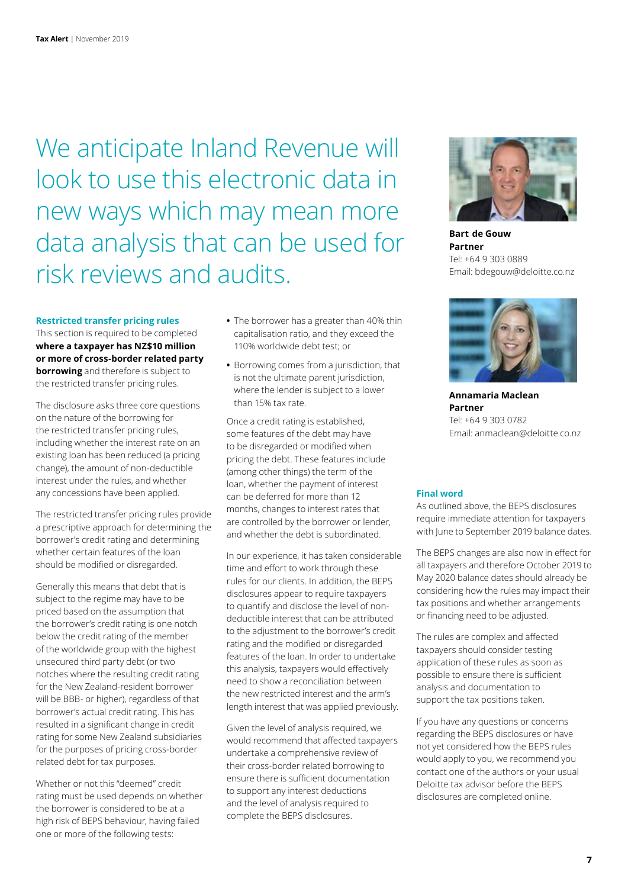We anticipate Inland Revenue will look to use this electronic data in new ways which may mean more data analysis that can be used for risk reviews and audits.

### Restricted transfer pricing rules

This section is required to be completed **where a taxpayer has NZ$10 million or more of cross-border related party borrowing** and therefore is subject to the restricted transfer pricing rules.

The disclosure asks three core questions on the nature of the borrowing for the restricted transfer pricing rules, including whether the interest rate on an existing loan has been reduced (a pricing change), the amount of non-deductible interest under the rules, and whether any concessions have been applied.

The restricted transfer pricing rules provide a prescriptive approach for determining the borrower's credit rating and determining whether certain features of the loan should be modified or disregarded.

Generally this means that debt that is subject to the regime may have to be priced based on the assumption that the borrower's credit rating is one notch below the credit rating of the member of the worldwide group with the highest unsecured third party debt (or two notches where the resulting credit rating for the New Zealand-resident borrower will be BBB- or higher), regardless of that borrower's actual credit rating. This has resulted in a significant change in credit rating for some New Zealand subsidiaries for the purposes of pricing cross-border related debt for tax purposes.

Whether or not this "deemed" credit rating must be used depends on whether the borrower is considered to be at a high risk of BEPS behaviour, having failed one or more of the following tests:

- The borrower has a greater than 40% thin capitalisation ratio, and they exceed the 110% worldwide debt test; or
- Borrowing comes from a jurisdiction, that is not the ultimate parent jurisdiction, where the lender is subject to a lower than 15% tax rate.

Once a credit rating is established, some features of the debt may have to be disregarded or modified when pricing the debt. These features include (among other things) the term of the loan, whether the payment of interest can be deferred for more than 12 months, changes to interest rates that are controlled by the borrower or lender, and whether the debt is subordinated.

In our experience, it has taken considerable time and effort to work through these rules for our clients. In addition, the BEPS disclosures appear to require taxpayers to quantify and disclose the level of non-deductible interest that can be attributed to the adjustment to the borrower's credit rating and the modified or disregarded features of the loan. In order to undertake this analysis, taxpayers would effectively need to show a reconciliation between the new restricted interest and the arm's length interest that was applied previously.

Given the level of analysis required, we would recommend that affected taxpayers undertake a comprehensive review of their cross-border related borrowing to ensure there is sufficient documentation to support any interest deductions and the level of analysis required to complete the BEPS disclosures.

**Bart de Gouw**
**Partner**
Tel: +64 9 303 0889
Email: bdegouw@deloitte.co.nz

**Annamaria Maclean**
**Partner**
Tel: +64 9 303 0782
Email: anmaclean@deloitte.co.nz

### Final word

As outlined above, the BEPS disclosures require immediate attention for taxpayers with June to September 2019 balance dates.

The BEPS changes are also now in effect for all taxpayers and therefore October 2019 to May 2020 balance dates should already be considering how the rules may impact their tax positions and whether arrangements or financing need to be adjusted.

The rules are complex and affected taxpayers should consider testing application of these rules as soon as possible to ensure there is sufficient analysis and documentation to support the tax positions taken.

If you have any questions or concerns regarding the BEPS disclosures or have not yet considered how the BEPS rules would apply to you, we recommend you contact one of the authors or your usual Deloitte tax advisor before the BEPS disclosures are completed online.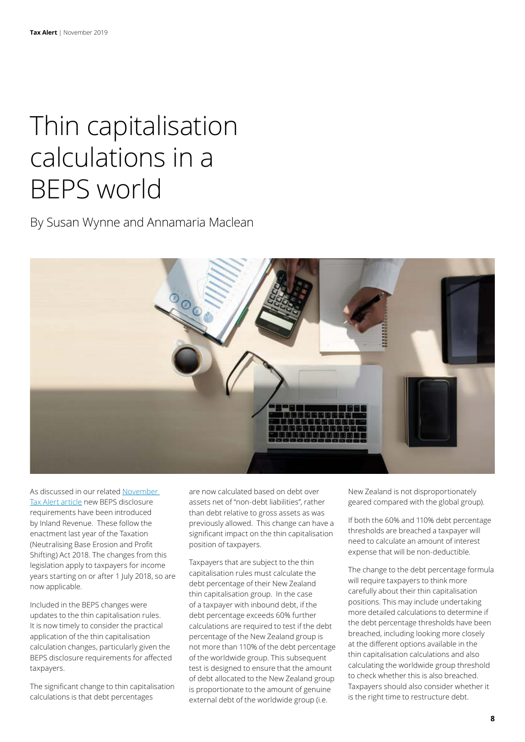# Thin capitalisation calculations in a BEPS world

By Susan Wynne and Annamaria Maclean

As discussed in our related [November Tax Alert article](#) new BEPS disclosure requirements have been introduced by Inland Revenue. These follow the enactment last year of the Taxation (Neutralising Base Erosion and Profit Shifting) Act 2018. The changes from this legislation apply to taxpayers for income years starting on or after 1 July 2018, so are now applicable.

Included in the BEPS changes were updates to the thin capitalisation rules. It is now timely to consider the practical application of the thin capitalisation calculation changes, particularly given the BEPS disclosure requirements for affected taxpayers.

The significant change to thin capitalisation calculations is that debt percentages are now calculated based on debt over assets net of "non-debt liabilities", rather than debt relative to gross assets as was previously allowed. This change can have a significant impact on the thin capitalisation position of taxpayers.

Taxpayers that are subject to the thin capitalisation rules must calculate the debt percentage of their New Zealand thin capitalisation group. In the case of a taxpayer with inbound debt, if the debt percentage exceeds 60% further calculations are required to test if the debt percentage of the New Zealand group is not more than 110% of the debt percentage of the worldwide group. This subsequent test is designed to ensure that the amount of debt allocated to the New Zealand group is proportionate to the amount of genuine external debt of the worldwide group (i.e. New Zealand is not disproportionately geared compared with the global group).

If both the 60% and 110% debt percentage thresholds are breached a taxpayer will need to calculate an amount of interest expense that will be non-deductible.

The change to the debt percentage formula will require taxpayers to think more carefully about their thin capitalisation positions. This may include undertaking more detailed calculations to determine if the debt percentage thresholds have been breached, including looking more closely at the different options available in the thin capitalisation calculations and also calculating the worldwide group threshold to check whether this is also breached. Taxpayers should also consider whether it is the right time to restructure debt.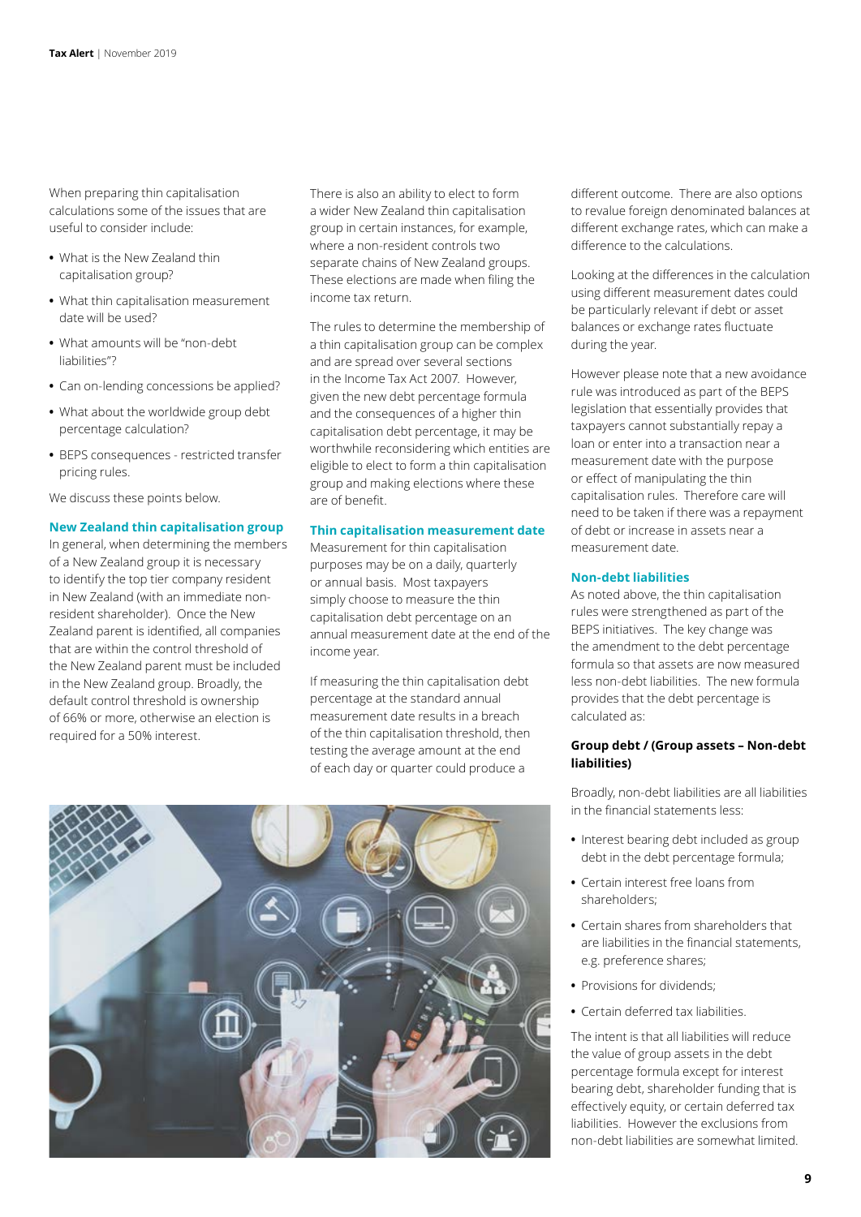When preparing thin capitalisation calculations some of the issues that are useful to consider include:

- What is the New Zealand thin capitalisation group?
- What thin capitalisation measurement date will be used?
- What amounts will be "non-debt liabilities"?
- Can on-lending concessions be applied?
- What about the worldwide group debt percentage calculation?
- BEPS consequences - restricted transfer pricing rules.

We discuss these points below.

### New Zealand thin capitalisation group

In general, when determining the members of a New Zealand group it is necessary to identify the top tier company resident in New Zealand (with an immediate non-resident shareholder). Once the New Zealand parent is identified, all companies that are within the control threshold of the New Zealand parent must be included in the New Zealand group. Broadly, the default control threshold is ownership of 66% or more, otherwise an election is required for a 50% interest.

There is also an ability to elect to form a wider New Zealand thin capitalisation group in certain instances, for example, where a non-resident controls two separate chains of New Zealand groups. These elections are made when filing the income tax return.

The rules to determine the membership of a thin capitalisation group can be complex and are spread over several sections in the Income Tax Act 2007. However, given the new debt percentage formula and the consequences of a higher thin capitalisation debt percentage, it may be worthwhile reconsidering which entities are eligible to elect to form a thin capitalisation group and making elections where these are of benefit.

### Thin capitalisation measurement date

Measurement for thin capitalisation purposes may be on a daily, quarterly or annual basis. Most taxpayers simply choose to measure the thin capitalisation debt percentage on an annual measurement date at the end of the income year.

If measuring the thin capitalisation debt percentage at the standard annual measurement date results in a breach of the thin capitalisation threshold, then testing the average amount at the end of each day or quarter could produce a different outcome. There are also options to revalue foreign denominated balances at different exchange rates, which can make a difference to the calculations.

Looking at the differences in the calculation using different measurement dates could be particularly relevant if debt or asset balances or exchange rates fluctuate during the year.

However please note that a new avoidance rule was introduced as part of the BEPS legislation that essentially provides that taxpayers cannot substantially repay a loan or enter into a transaction near a measurement date with the purpose or effect of manipulating the thin capitalisation rules. Therefore care will need to be taken if there was a repayment of debt or increase in assets near a measurement date.

### Non-debt liabilities

As noted above, the thin capitalisation rules were strengthened as part of the BEPS initiatives. The key change was the amendment to the debt percentage formula so that assets are now measured less non-debt liabilities. The new formula provides that the debt percentage is calculated as:

**Group debt / (Group assets – Non-debt liabilities)**

Broadly, non-debt liabilities are all liabilities in the financial statements less:

- Interest bearing debt included as group debt in the debt percentage formula;
- Certain interest free loans from shareholders;
- Certain shares from shareholders that are liabilities in the financial statements, e.g. preference shares;
- Provisions for dividends;
- Certain deferred tax liabilities.

The intent is that all liabilities will reduce the value of group assets in the debt percentage formula except for interest bearing debt, shareholder funding that is effectively equity, or certain deferred tax liabilities. However the exclusions from non-debt liabilities are somewhat limited.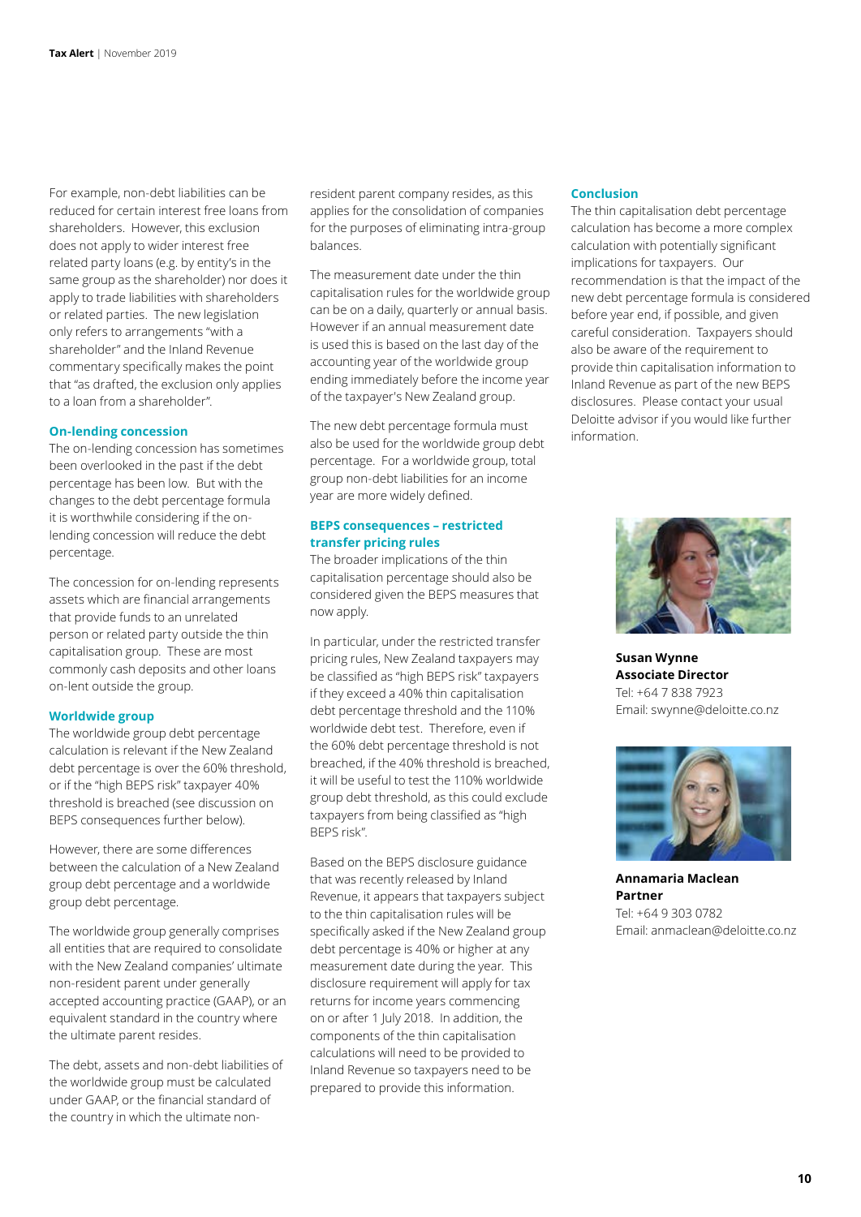For example, non-debt liabilities can be reduced for certain interest free loans from shareholders. However, this exclusion does not apply to wider interest free related party loans (e.g. by entity's in the same group as the shareholder) nor does it apply to trade liabilities with shareholders or related parties. The new legislation only refers to arrangements "with a shareholder" and the Inland Revenue commentary specifically makes the point that "as drafted, the exclusion only applies to a loan from a shareholder".

### On-lending concession

The on-lending concession has sometimes been overlooked in the past if the debt percentage has been low. But with the changes to the debt percentage formula it is worthwhile considering if the on-lending concession will reduce the debt percentage.

The concession for on-lending represents assets which are financial arrangements that provide funds to an unrelated person or related party outside the thin capitalisation group. These are most commonly cash deposits and other loans on-lent outside the group.

### Worldwide group

The worldwide group debt percentage calculation is relevant if the New Zealand debt percentage is over the 60% threshold, or if the "high BEPS risk" taxpayer 40% threshold is breached (see discussion on BEPS consequences further below).

However, there are some differences between the calculation of a New Zealand group debt percentage and a worldwide group debt percentage.

The worldwide group generally comprises all entities that are required to consolidate with the New Zealand companies' ultimate non-resident parent under generally accepted accounting practice (GAAP), or an equivalent standard in the country where the ultimate parent resides.

The debt, assets and non-debt liabilities of the worldwide group must be calculated under GAAP, or the financial standard of the country in which the ultimate non-resident parent company resides, as this applies for the consolidation of companies for the purposes of eliminating intra-group balances.

The measurement date under the thin capitalisation rules for the worldwide group can be on a daily, quarterly or annual basis. However if an annual measurement date is used this is based on the last day of the accounting year of the worldwide group ending immediately before the income year of the taxpayer's New Zealand group.

The new debt percentage formula must also be used for the worldwide group debt percentage. For a worldwide group, total group non-debt liabilities for an income year are more widely defined.

### BEPS consequences – restricted transfer pricing rules

The broader implications of the thin capitalisation percentage should also be considered given the BEPS measures that now apply.

In particular, under the restricted transfer pricing rules, New Zealand taxpayers may be classified as "high BEPS risk" taxpayers if they exceed a 40% thin capitalisation debt percentage threshold and the 110% worldwide debt test. Therefore, even if the 60% debt percentage threshold is not breached, if the 40% threshold is breached, it will be useful to test the 110% worldwide group debt threshold, as this could exclude taxpayers from being classified as "high BEPS risk".

Based on the BEPS disclosure guidance that was recently released by Inland Revenue, it appears that taxpayers subject to the thin capitalisation rules will be specifically asked if the New Zealand group debt percentage is 40% or higher at any measurement date during the year. This disclosure requirement will apply for tax returns for income years commencing on or after 1 July 2018. In addition, the components of the thin capitalisation calculations will need to be provided to Inland Revenue so taxpayers need to be prepared to provide this information.

### Conclusion

The thin capitalisation debt percentage calculation has become a more complex calculation with potentially significant implications for taxpayers. Our recommendation is that the impact of the new debt percentage formula is considered before year end, if possible, and given careful consideration. Taxpayers should also be aware of the requirement to provide thin capitalisation information to Inland Revenue as part of the new BEPS disclosures. Please contact your usual Deloitte advisor if you would like further information.

**Susan Wynne**
**Associate Director**
Tel: +64 7 838 7923
Email: swynne@deloitte.co.nz

**Annamaria Maclean**
**Partner**
Tel: +64 9 303 0782
Email: anmaclean@deloitte.co.nz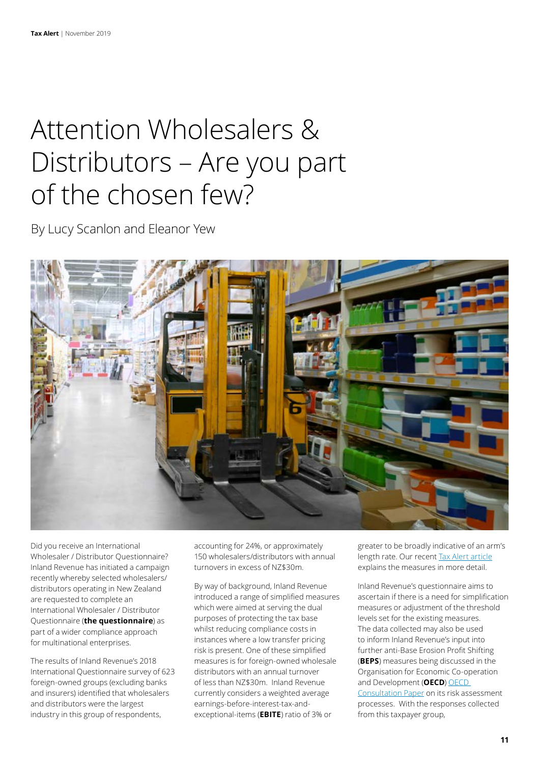# Attention Wholesalers & Distributors – Are you part of the chosen few?

By Lucy Scanlon and Eleanor Yew

Did you receive an International Wholesaler / Distributor Questionnaire? Inland Revenue has initiated a campaign recently whereby selected wholesalers/distributors operating in New Zealand are requested to complete an International Wholesaler / Distributor Questionnaire (**the questionnaire**) as part of a wider compliance approach for multinational enterprises.

The results of Inland Revenue's 2018 International Questionnaire survey of 623 foreign-owned groups (excluding banks and insurers) identified that wholesalers and distributors were the largest industry in this group of respondents, accounting for 24%, or approximately 150 wholesalers/distributors with annual turnovers in excess of NZ$30m.

By way of background, Inland Revenue introduced a range of simplified measures which were aimed at serving the dual purposes of protecting the tax base whilst reducing compliance costs in instances where a low transfer pricing risk is present. One of these simplified measures is for foreign-owned wholesale distributors with an annual turnover of less than NZ$30m. Inland Revenue currently considers a weighted average earnings-before-interest-tax-and-exceptional-items (**EBITE**) ratio of 3% or greater to be broadly indicative of an arm's length rate. Our recent [Tax Alert article](Tax Alert article) explains the measures in more detail.

Inland Revenue's questionnaire aims to ascertain if there is a need for simplification measures or adjustment of the threshold levels set for the existing measures. The data collected may also be used to inform Inland Revenue's input into further anti-Base Erosion Profit Shifting (**BEPS**) measures being discussed in the Organisation for Economic Co-operation and Development (**OECD**) [OECD Consultation Paper](OECD Consultation Paper) on its risk assessment processes. With the responses collected from this taxpayer group,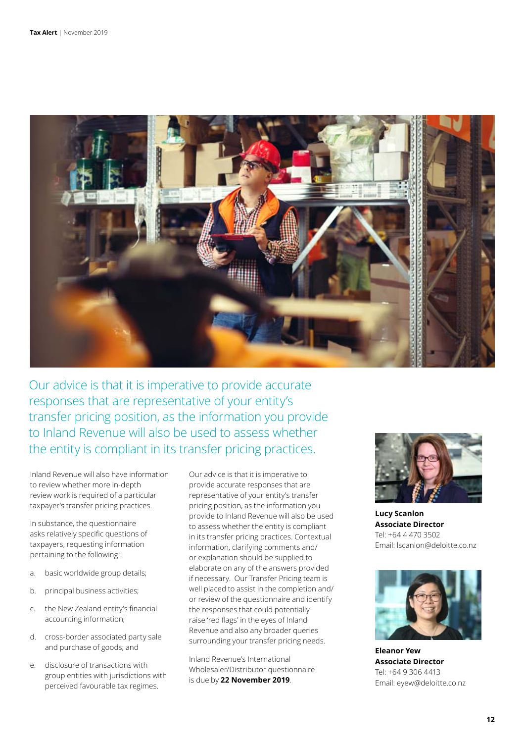Our advice is that it is imperative to provide accurate responses that are representative of your entity's transfer pricing position, as the information you provide to Inland Revenue will also be used to assess whether the entity is compliant in its transfer pricing practices.

Inland Revenue will also have information to review whether more in-depth review work is required of a particular taxpayer's transfer pricing practices.

In substance, the questionnaire asks relatively specific questions of taxpayers, requesting information pertaining to the following:

a. basic worldwide group details;

b. principal business activities;

c. the New Zealand entity's financial accounting information;

d. cross-border associated party sale and purchase of goods; and

e. disclosure of transactions with group entities with jurisdictions with perceived favourable tax regimes.

Our advice is that it is imperative to provide accurate responses that are representative of your entity's transfer pricing position, as the information you provide to Inland Revenue will also be used to assess whether the entity is compliant in its transfer pricing practices. Contextual information, clarifying comments and/or explanation should be supplied to elaborate on any of the answers provided if necessary. Our Transfer Pricing team is well placed to assist in the completion and/or review of the questionnaire and identify the responses that could potentially raise 'red flags' in the eyes of Inland Revenue and also any broader queries surrounding your transfer pricing needs.

Inland Revenue's International Wholesaler/Distributor questionnaire is due by **22 November 2019**.

**Lucy Scanlon**
**Associate Director**
Tel: +64 4 470 3502
Email: lscanlon@deloitte.co.nz

**Eleanor Yew**
**Associate Director**
Tel: +64 9 306 4413
Email: eyew@deloitte.co.nz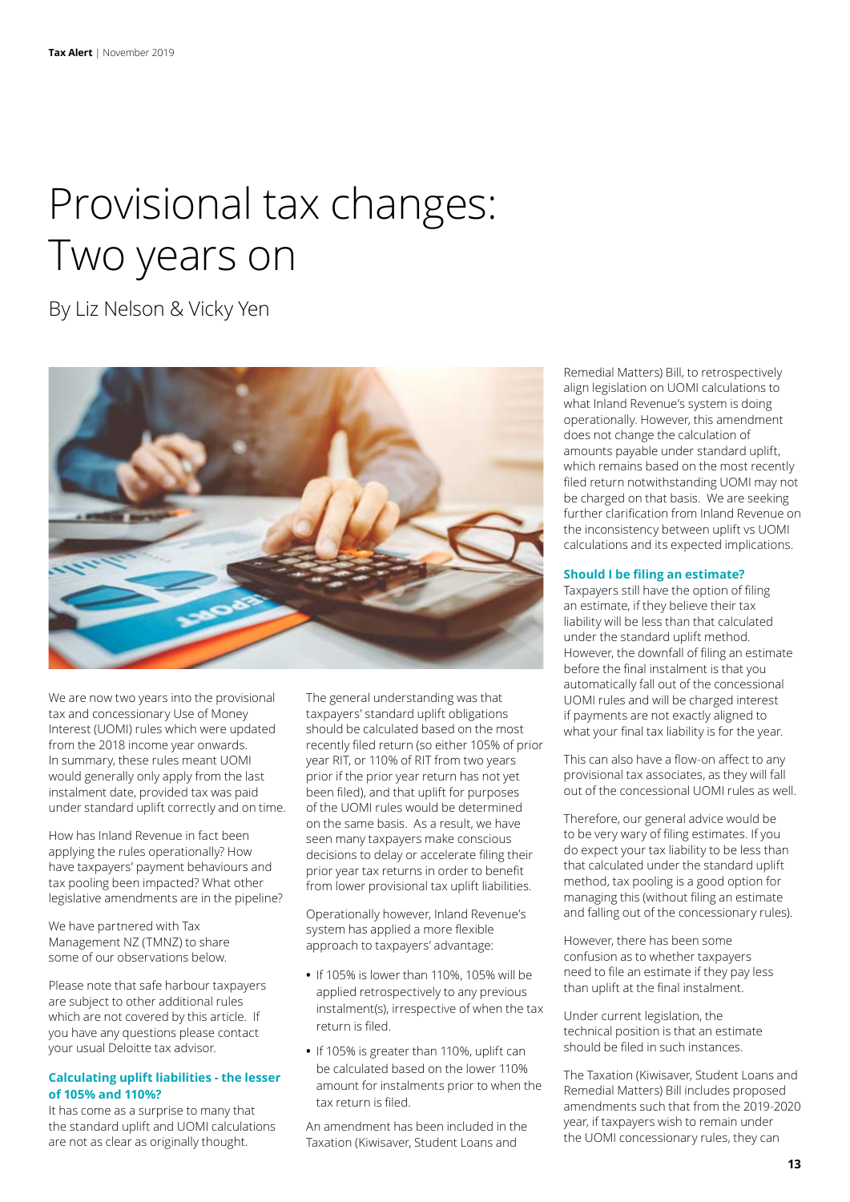# Provisional tax changes: Two years on

By Liz Nelson & Vicky Yen

We are now two years into the provisional tax and concessionary Use of Money Interest (UOMI) rules which were updated from the 2018 income year onwards. In summary, these rules meant UOMI would generally only apply from the last instalment date, provided tax was paid under standard uplift correctly and on time.

How has Inland Revenue in fact been applying the rules operationally? How have taxpayers' payment behaviours and tax pooling been impacted? What other legislative amendments are in the pipeline?

We have partnered with Tax Management NZ (TMNZ) to share some of our observations below.

Please note that safe harbour taxpayers are subject to other additional rules which are not covered by this article. If you have any questions please contact your usual Deloitte tax advisor.

### Calculating uplift liabilities - the lesser of 105% and 110%?

It has come as a surprise to many that the standard uplift and UOMI calculations are not as clear as originally thought.

The general understanding was that taxpayers' standard uplift obligations should be calculated based on the most recently filed return (so either 105% of prior year RIT, or 110% of RIT from two years prior if the prior year return has not yet been filed), and that uplift for purposes of the UOMI rules would be determined on the same basis. As a result, we have seen many taxpayers make conscious decisions to delay or accelerate filing their prior year tax returns in order to benefit from lower provisional tax uplift liabilities.

Operationally however, Inland Revenue's system has applied a more flexible approach to taxpayers' advantage:

- If 105% is lower than 110%, 105% will be applied retrospectively to any previous instalment(s), irrespective of when the tax return is filed.
- If 105% is greater than 110%, uplift can be calculated based on the lower 110% amount for instalments prior to when the tax return is filed.

An amendment has been included in the Taxation (Kiwisaver, Student Loans and Remedial Matters) Bill, to retrospectively align legislation on UOMI calculations to what Inland Revenue's system is doing operationally. However, this amendment does not change the calculation of amounts payable under standard uplift, which remains based on the most recently filed return notwithstanding UOMI may not be charged on that basis. We are seeking further clarification from Inland Revenue on the inconsistency between uplift vs UOMI calculations and its expected implications.

### Should I be filing an estimate?

Taxpayers still have the option of filing an estimate, if they believe their tax liability will be less than that calculated under the standard uplift method. However, the downfall of filing an estimate before the final instalment is that you automatically fall out of the concessional UOMI rules and will be charged interest if payments are not exactly aligned to what your final tax liability is for the year.

This can also have a flow-on affect to any provisional tax associates, as they will fall out of the concessional UOMI rules as well.

Therefore, our general advice would be to be very wary of filing estimates. If you do expect your tax liability to be less than that calculated under the standard uplift method, tax pooling is a good option for managing this (without filing an estimate and falling out of the concessionary rules).

However, there has been some confusion as to whether taxpayers need to file an estimate if they pay less than uplift at the final instalment.

Under current legislation, the technical position is that an estimate should be filed in such instances.

The Taxation (Kiwisaver, Student Loans and Remedial Matters) Bill includes proposed amendments such that from the 2019-2020 year, if taxpayers wish to remain under the UOMI concessionary rules, they can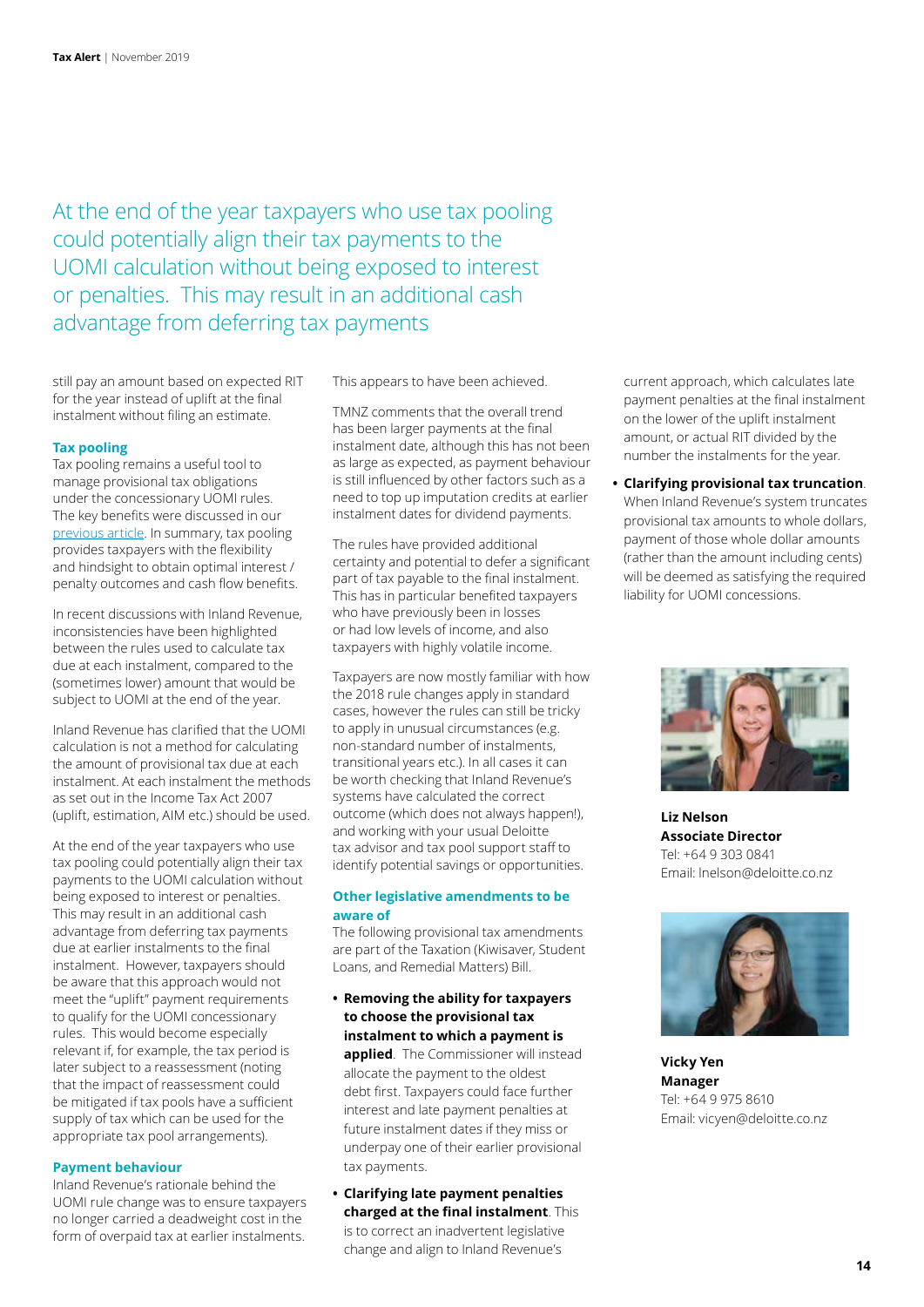At the end of the year taxpayers who use tax pooling could potentially align their tax payments to the UOMI calculation without being exposed to interest or penalties. This may result in an additional cash advantage from deferring tax payments

still pay an amount based on expected RIT for the year instead of uplift at the final instalment without filing an estimate.

### Tax pooling

Tax pooling remains a useful tool to manage provisional tax obligations under the concessionary UOMI rules. The key benefits were discussed in our previous article. In summary, tax pooling provides taxpayers with the flexibility and hindsight to obtain optimal interest / penalty outcomes and cash flow benefits.

In recent discussions with Inland Revenue, inconsistencies have been highlighted between the rules used to calculate tax due at each instalment, compared to the (sometimes lower) amount that would be subject to UOMI at the end of the year.

Inland Revenue has clarified that the UOMI calculation is not a method for calculating the amount of provisional tax due at each instalment. At each instalment the methods as set out in the Income Tax Act 2007 (uplift, estimation, AIM etc.) should be used.

At the end of the year taxpayers who use tax pooling could potentially align their tax payments to the UOMI calculation without being exposed to interest or penalties. This may result in an additional cash advantage from deferring tax payments due at earlier instalments to the final instalment. However, taxpayers should be aware that this approach would not meet the "uplift" payment requirements to qualify for the UOMI concessionary rules. This would become especially relevant if, for example, the tax period is later subject to a reassessment (noting that the impact of reassessment could be mitigated if tax pools have a sufficient supply of tax which can be used for the appropriate tax pool arrangements).

### Payment behaviour

Inland Revenue's rationale behind the UOMI rule change was to ensure taxpayers no longer carried a deadweight cost in the form of overpaid tax at earlier instalments. This appears to have been achieved.

TMNZ comments that the overall trend has been larger payments at the final instalment date, although this has not been as large as expected, as payment behaviour is still influenced by other factors such as a need to top up imputation credits at earlier instalment dates for dividend payments.

The rules have provided additional certainty and potential to defer a significant part of tax payable to the final instalment. This has in particular benefited taxpayers who have previously been in losses or had low levels of income, and also taxpayers with highly volatile income.

Taxpayers are now mostly familiar with how the 2018 rule changes apply in standard cases, however the rules can still be tricky to apply in unusual circumstances (e.g. non-standard number of instalments, transitional years etc.). In all cases it can be worth checking that Inland Revenue's systems have calculated the correct outcome (which does not always happen!), and working with your usual Deloitte tax advisor and tax pool support staff to identify potential savings or opportunities.

### Other legislative amendments to be aware of

The following provisional tax amendments are part of the Taxation (Kiwisaver, Student Loans, and Remedial Matters) Bill.

- **Removing the ability for taxpayers to choose the provisional tax instalment to which a payment is applied**. The Commissioner will instead allocate the payment to the oldest debt first. Taxpayers could face further interest and late payment penalties at future instalment dates if they miss or underpay one of their earlier provisional tax payments.
- **Clarifying late payment penalties charged at the final instalment**. This is to correct an inadvertent legislative change and align to Inland Revenue's current approach, which calculates late payment penalties at the final instalment on the lower of the uplift instalment amount, or actual RIT divided by the number the instalments for the year.
- **Clarifying provisional tax truncation**. When Inland Revenue's system truncates provisional tax amounts to whole dollars, payment of those whole dollar amounts (rather than the amount including cents) will be deemed as satisfying the required liability for UOMI concessions.

**Liz Nelson**
**Associate Director**
Tel: +64 9 303 0841
Email: lnelson@deloitte.co.nz

**Vicky Yen**
**Manager**
Tel: +64 9 975 8610
Email: vicyen@deloitte.co.nz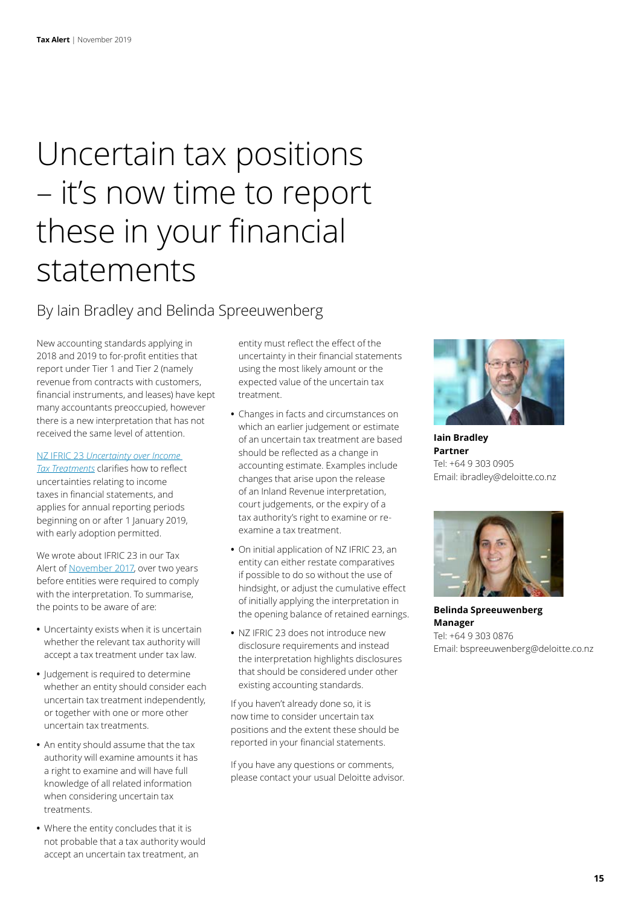# Uncertain tax positions – it's now time to report these in your financial statements

## By Iain Bradley and Belinda Spreeuwenberg

New accounting standards applying in 2018 and 2019 to for-profit entities that report under Tier 1 and Tier 2 (namely revenue from contracts with customers, financial instruments, and leases) have kept many accountants preoccupied, however there is a new interpretation that has not received the same level of attention.

NZ IFRIC 23 *Uncertainty over Income Tax Treatments* clarifies how to reflect uncertainties relating to income taxes in financial statements, and applies for annual reporting periods beginning on or after 1 January 2019, with early adoption permitted.

We wrote about IFRIC 23 in our Tax Alert of November 2017, over two years before entities were required to comply with the interpretation. To summarise, the points to be aware of are:

- Uncertainty exists when it is uncertain whether the relevant tax authority will accept a tax treatment under tax law.
- Judgement is required to determine whether an entity should consider each uncertain tax treatment independently, or together with one or more other uncertain tax treatments.
- An entity should assume that the tax authority will examine amounts it has a right to examine and will have full knowledge of all related information when considering uncertain tax treatments.
- Where the entity concludes that it is not probable that a tax authority would accept an uncertain tax treatment, an entity must reflect the effect of the uncertainty in their financial statements using the most likely amount or the expected value of the uncertain tax treatment.
- Changes in facts and circumstances on which an earlier judgement or estimate of an uncertain tax treatment are based should be reflected as a change in accounting estimate. Examples include changes that arise upon the release of an Inland Revenue interpretation, court judgements, or the expiry of a tax authority's right to examine or re-examine a tax treatment.
- On initial application of NZ IFRIC 23, an entity can either restate comparatives if possible to do so without the use of hindsight, or adjust the cumulative effect of initially applying the interpretation in the opening balance of retained earnings.
- NZ IFRIC 23 does not introduce new disclosure requirements and instead the interpretation highlights disclosures that should be considered under other existing accounting standards.

If you haven't already done so, it is now time to consider uncertain tax positions and the extent these should be reported in your financial statements.

If you have any questions or comments, please contact your usual Deloitte advisor.

**Iain Bradley**
**Partner**
Tel: +64 9 303 0905
Email: ibradley@deloitte.co.nz

**Belinda Spreeuwenberg**
**Manager**
Tel: +64 9 303 0876
Email: bspreeuwenberg@deloitte.co.nz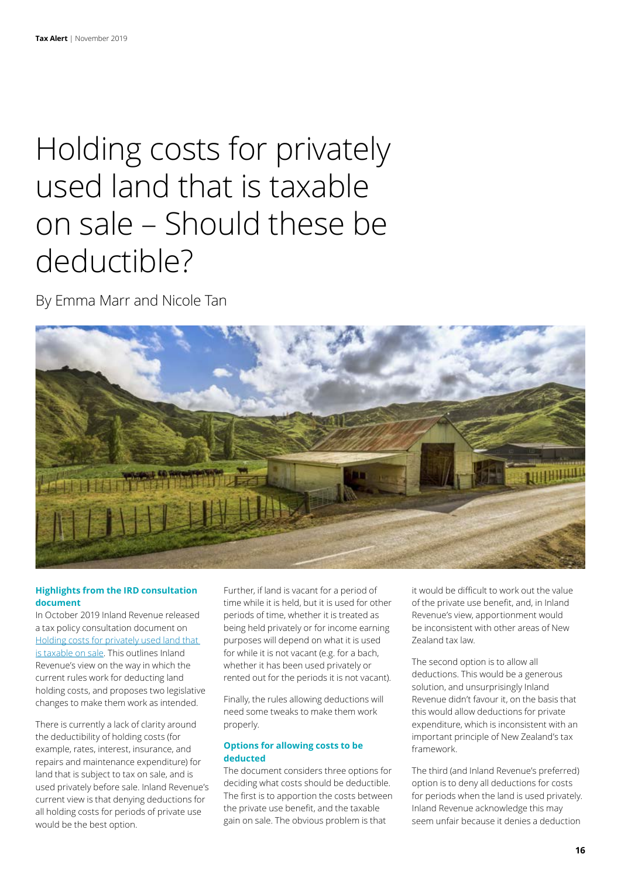# Holding costs for privately used land that is taxable on sale – Should these be deductible?

By Emma Marr and Nicole Tan

### Highlights from the IRD consultation document

In October 2019 Inland Revenue released a tax policy consultation document on [Holding costs for privately used land that is taxable on sale](). This outlines Inland Revenue's view on the way in which the current rules work for deducting land holding costs, and proposes two legislative changes to make them work as intended.

There is currently a lack of clarity around the deductibility of holding costs (for example, rates, interest, insurance, and repairs and maintenance expenditure) for land that is subject to tax on sale, and is used privately before sale. Inland Revenue's current view is that denying deductions for all holding costs for periods of private use would be the best option.

Further, if land is vacant for a period of time while it is held, but it is used for other periods of time, whether it is treated as being held privately or for income earning purposes will depend on what it is used for while it is not vacant (e.g. for a bach, whether it has been used privately or rented out for the periods it is not vacant).

Finally, the rules allowing deductions will need some tweaks to make them work properly.

### Options for allowing costs to be deducted

The document considers three options for deciding what costs should be deductible. The first is to apportion the costs between the private use benefit, and the taxable gain on sale. The obvious problem is that it would be difficult to work out the value of the private use benefit, and, in Inland Revenue's view, apportionment would be inconsistent with other areas of New Zealand tax law.

The second option is to allow all deductions. This would be a generous solution, and unsurprisingly Inland Revenue didn't favour it, on the basis that this would allow deductions for private expenditure, which is inconsistent with an important principle of New Zealand's tax framework.

The third (and Inland Revenue's preferred) option is to deny all deductions for costs for periods when the land is used privately. Inland Revenue acknowledge this may seem unfair because it denies a deduction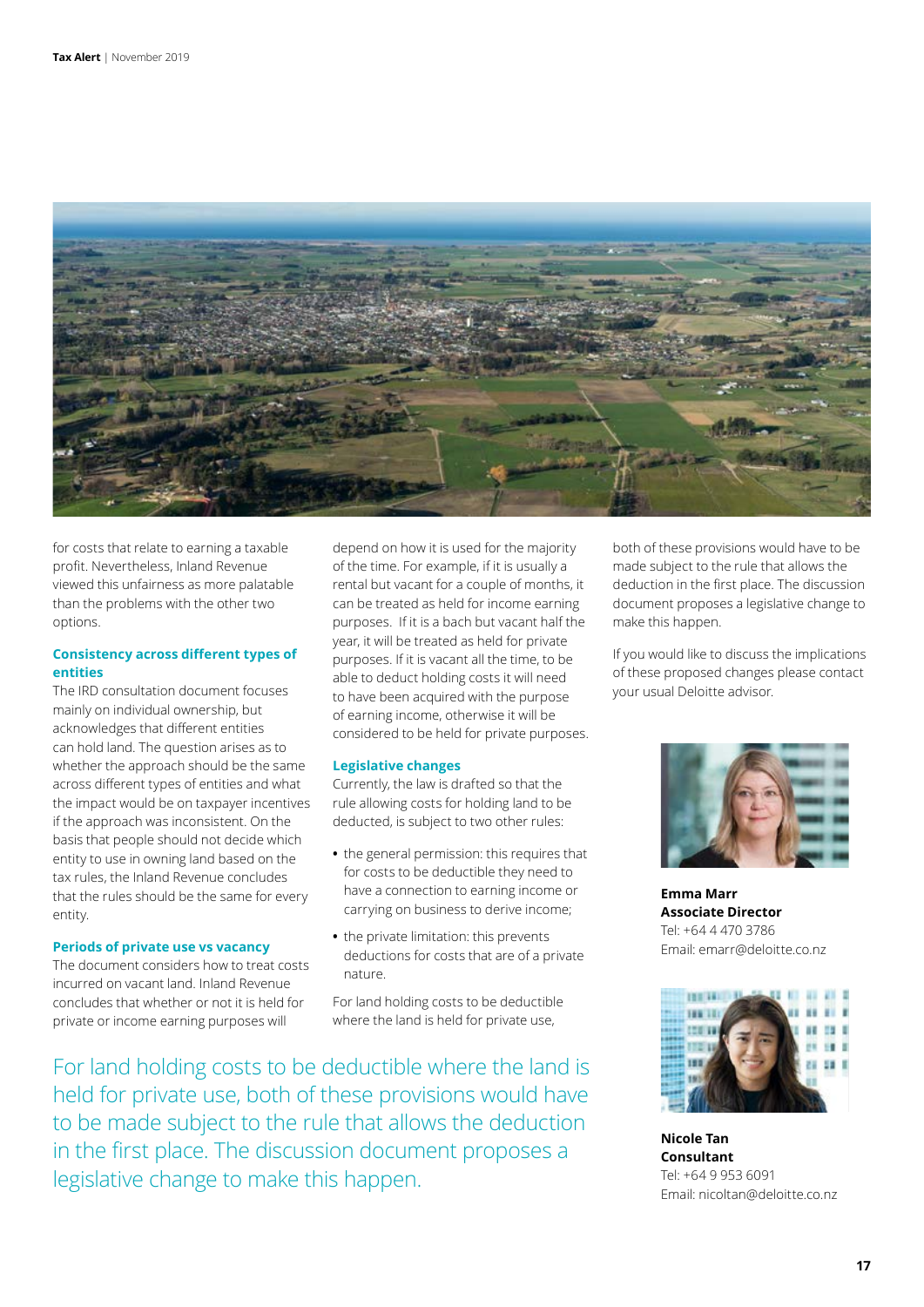for costs that relate to earning a taxable profit. Nevertheless, Inland Revenue viewed this unfairness as more palatable than the problems with the other two options.

### Consistency across different types of entities

The IRD consultation document focuses mainly on individual ownership, but acknowledges that different entities can hold land. The question arises as to whether the approach should be the same across different types of entities and what the impact would be on taxpayer incentives if the approach was inconsistent. On the basis that people should not decide which entity to use in owning land based on the tax rules, the Inland Revenue concludes that the rules should be the same for every entity.

### Periods of private use vs vacancy

The document considers how to treat costs incurred on vacant land. Inland Revenue concludes that whether or not it is held for private or income earning purposes will depend on how it is used for the majority of the time. For example, if it is usually a rental but vacant for a couple of months, it can be treated as held for income earning purposes. If it is a bach but vacant half the year, it will be treated as held for private purposes. If it is vacant all the time, to be able to deduct holding costs it will need to have been acquired with the purpose of earning income, otherwise it will be considered to be held for private purposes.

### Legislative changes

Currently, the law is drafted so that the rule allowing costs for holding land to be deducted, is subject to two other rules:

- the general permission: this requires that for costs to be deductible they need to have a connection to earning income or carrying on business to derive income;
- the private limitation: this prevents deductions for costs that are of a private nature.

For land holding costs to be deductible where the land is held for private use, both of these provisions would have to be made subject to the rule that allows the deduction in the first place. The discussion document proposes a legislative change to make this happen.

If you would like to discuss the implications of these proposed changes please contact your usual Deloitte advisor.

> For land holding costs to be deductible where the land is held for private use, both of these provisions would have to be made subject to the rule that allows the deduction in the first place. The discussion document proposes a legislative change to make this happen.

**Emma Marr**
**Associate Director**
Tel: +64 4 470 3786
Email: emarr@deloitte.co.nz

**Nicole Tan**
**Consultant**
Tel: +64 9 953 6091
Email: nicoltan@deloitte.co.nz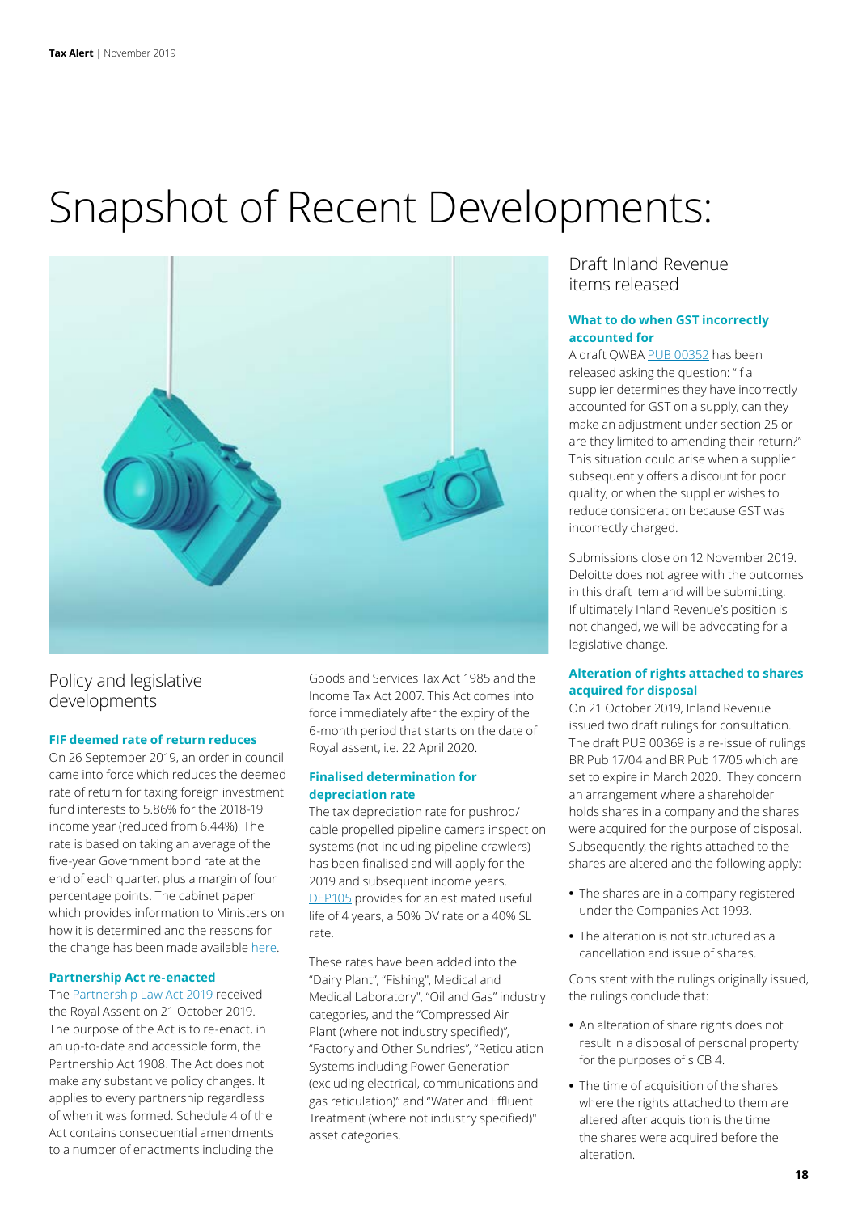# Snapshot of Recent Developments:

## Policy and legislative developments

### FIF deemed rate of return reduces

On 26 September 2019, an order in council came into force which reduces the deemed rate of return for taxing foreign investment fund interests to 5.86% for the 2018-19 income year (reduced from 6.44%). The rate is based on taking an average of the five-year Government bond rate at the end of each quarter, plus a margin of four percentage points. The cabinet paper which provides information to Ministers on how it is determined and the reasons for the change has been made available here.

### Partnership Act re-enacted

The Partnership Law Act 2019 received the Royal Assent on 21 October 2019. The purpose of the Act is to re-enact, in an up-to-date and accessible form, the Partnership Act 1908. The Act does not make any substantive policy changes. It applies to every partnership regardless of when it was formed. Schedule 4 of the Act contains consequential amendments to a number of enactments including the Goods and Services Tax Act 1985 and the Income Tax Act 2007. This Act comes into force immediately after the expiry of the 6-month period that starts on the date of Royal assent, i.e. 22 April 2020.

### Finalised determination for depreciation rate

The tax depreciation rate for pushrod/cable propelled pipeline camera inspection systems (not including pipeline crawlers) has been finalised and will apply for the 2019 and subsequent income years. DEP105 provides for an estimated useful life of 4 years, a 50% DV rate or a 40% SL rate.

These rates have been added into the "Dairy Plant", "Fishing", Medical and Medical Laboratory", "Oil and Gas" industry categories, and the "Compressed Air Plant (where not industry specified)", "Factory and Other Sundries", "Reticulation Systems including Power Generation (excluding electrical, communications and gas reticulation)" and "Water and Effluent Treatment (where not industry specified)" asset categories.

## Draft Inland Revenue items released

### What to do when GST incorrectly accounted for

A draft QWBA PUB 00352 has been released asking the question: "if a supplier determines they have incorrectly accounted for GST on a supply, can they make an adjustment under section 25 or are they limited to amending their return?" This situation could arise when a supplier subsequently offers a discount for poor quality, or when the supplier wishes to reduce consideration because GST was incorrectly charged.

Submissions close on 12 November 2019. Deloitte does not agree with the outcomes in this draft item and will be submitting. If ultimately Inland Revenue's position is not changed, we will be advocating for a legislative change.

### Alteration of rights attached to shares acquired for disposal

On 21 October 2019, Inland Revenue issued two draft rulings for consultation. The draft PUB 00369 is a re-issue of rulings BR Pub 17/04 and BR Pub 17/05 which are set to expire in March 2020. They concern an arrangement where a shareholder holds shares in a company and the shares were acquired for the purpose of disposal. Subsequently, the rights attached to the shares are altered and the following apply:

- The shares are in a company registered under the Companies Act 1993.
- The alteration is not structured as a cancellation and issue of shares.

Consistent with the rulings originally issued, the rulings conclude that:

- An alteration of share rights does not result in a disposal of personal property for the purposes of s CB 4.
- The time of acquisition of the shares where the rights attached to them are altered after acquisition is the time the shares were acquired before the alteration.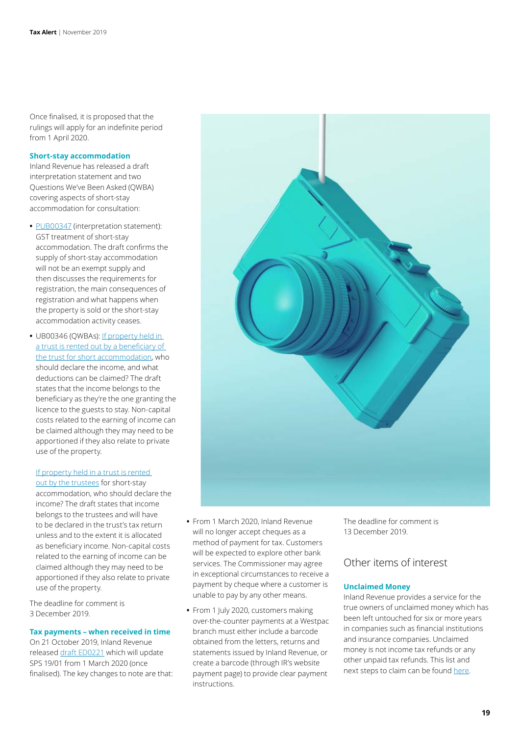Once finalised, it is proposed that the rulings will apply for an indefinite period from 1 April 2020.

### Short-stay accommodation

Inland Revenue has released a draft interpretation statement and two Questions We've Been Asked (QWBA) covering aspects of short-stay accommodation for consultation:

- PUB00347 (interpretation statement): GST treatment of short-stay accommodation. The draft confirms the supply of short-stay accommodation will not be an exempt supply and then discusses the requirements for registration, the main consequences of registration and what happens when the property is sold or the short-stay accommodation activity ceases.
- UB00346 (QWBAs): If property held in a trust is rented out by a beneficiary of the trust for short accommodation, who should declare the income, and what deductions can be claimed? The draft states that the income belongs to the beneficiary as they're the one granting the licence to the guests to stay. Non-capital costs related to the earning of income can be claimed although they may need to be apportioned if they also relate to private use of the property.

  If property held in a trust is rented out by the trustees for short-stay accommodation, who should declare the income? The draft states that income belongs to the trustees and will have to be declared in the trust's tax return unless and to the extent it is allocated as beneficiary income. Non-capital costs related to the earning of income can be claimed although they may need to be apportioned if they also relate to private use of the property.

The deadline for comment is 3 December 2019.

### Tax payments – when received in time

On 21 October 2019, Inland Revenue released draft ED0221 which will update SPS 19/01 from 1 March 2020 (once finalised). The key changes to note are that:

- From 1 March 2020, Inland Revenue will no longer accept cheques as a method of payment for tax. Customers will be expected to explore other bank services. The Commissioner may agree in exceptional circumstances to receive a payment by cheque where a customer is unable to pay by any other means.
- From 1 July 2020, customers making over-the-counter payments at a Westpac branch must either include a barcode obtained from the letters, returns and statements issued by Inland Revenue, or create a barcode (through IR's website payment page) to provide clear payment instructions.

The deadline for comment is 13 December 2019.

## Other items of interest

### Unclaimed Money

Inland Revenue provides a service for the true owners of unclaimed money which has been left untouched for six or more years in companies such as financial institutions and insurance companies. Unclaimed money is not income tax refunds or any other unpaid tax refunds. This list and next steps to claim can be found here.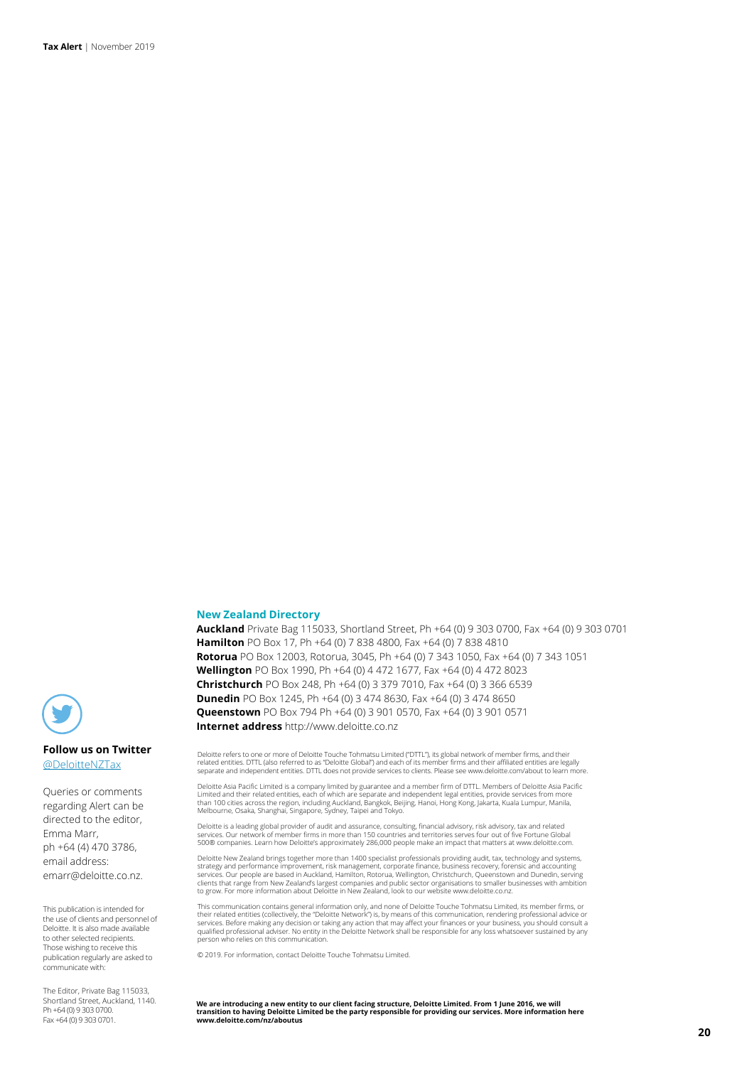**Follow us on Twitter**
@DeloitteNZTax

Queries or comments regarding Alert can be directed to the editor, Emma Marr, ph +64 (4) 470 3786, email address: emarr@deloitte.co.nz.

This publication is intended for the use of clients and personnel of Deloitte. It is also made available to other selected recipients. Those wishing to receive this publication regularly are asked to communicate with:

The Editor, Private Bag 115033, Shortland Street, Auckland, 1140. Ph +64 (0) 9 303 0700. Fax +64 (0) 9 303 0701.

## New Zealand Directory

**Auckland** Private Bag 115033, Shortland Street, Ph +64 (0) 9 303 0700, Fax +64 (0) 9 303 0701
**Hamilton** PO Box 17, Ph +64 (0) 7 838 4800, Fax +64 (0) 7 838 4810
**Rotorua** PO Box 12003, Rotorua, 3045, Ph +64 (0) 7 343 1050, Fax +64 (0) 7 343 1051
**Wellington** PO Box 1990, Ph +64 (0) 4 472 1677, Fax +64 (0) 4 472 8023
**Christchurch** PO Box 248, Ph +64 (0) 3 379 7010, Fax +64 (0) 3 366 6539
**Dunedin** PO Box 1245, Ph +64 (0) 3 474 8630, Fax +64 (0) 3 474 8650
**Queenstown** PO Box 794 Ph +64 (0) 3 901 0570, Fax +64 (0) 3 901 0571
**Internet address** http://www.deloitte.co.nz

Deloitte refers to one or more of Deloitte Touche Tohmatsu Limited ("DTTL"), its global network of member firms, and their related entities. DTTL (also referred to as "Deloitte Global") and each of its member firms and their affiliated entities are legally separate and independent entities. DTTL does not provide services to clients. Please see www.deloitte.com/about to learn more.

Deloitte Asia Pacific Limited is a company limited by guarantee and a member firm of DTTL. Members of Deloitte Asia Pacific Limited and their related entities, each of which are separate and independent legal entities, provide services from more than 100 cities across the region, including Auckland, Bangkok, Beijing, Hanoi, Hong Kong, Jakarta, Kuala Lumpur, Manila, Melbourne, Osaka, Shanghai, Singapore, Sydney, Taipei and Tokyo.

Deloitte is a leading global provider of audit and assurance, consulting, financial advisory, risk advisory, tax and related services. Our network of member firms in more than 150 countries and territories serves four out of five Fortune Global 500® companies. Learn how Deloitte's approximately 286,000 people make an impact that matters at www.deloitte.com.

Deloitte New Zealand brings together more than 1400 specialist professionals providing audit, tax, technology and systems, strategy and performance improvement, risk management, corporate finance, business recovery, forensic and accounting services. Our people are based in Auckland, Hamilton, Rotorua, Wellington, Christchurch, Queenstown and Dunedin, serving clients that range from New Zealand's largest companies and public sector organisations to smaller businesses with ambition to grow. For more information about Deloitte in New Zealand, look to our website www.deloitte.co.nz.

This communication contains general information only, and none of Deloitte Touche Tohmatsu Limited, its member firms, or their related entities (collectively, the "Deloitte Network") is, by means of this communication, rendering professional advice or services. Before making any decision or taking any action that may affect your finances or your business, you should consult a qualified professional adviser. No entity in the Deloitte Network shall be responsible for any loss whatsoever sustained by any person who relies on this communication.

© 2019. For information, contact Deloitte Touche Tohmatsu Limited.

**We are introducing a new entity to our client facing structure, Deloitte Limited. From 1 June 2016, we will transition to having Deloitte Limited be the party responsible for providing our services. More information here www.deloitte.com/nz/aboutus**